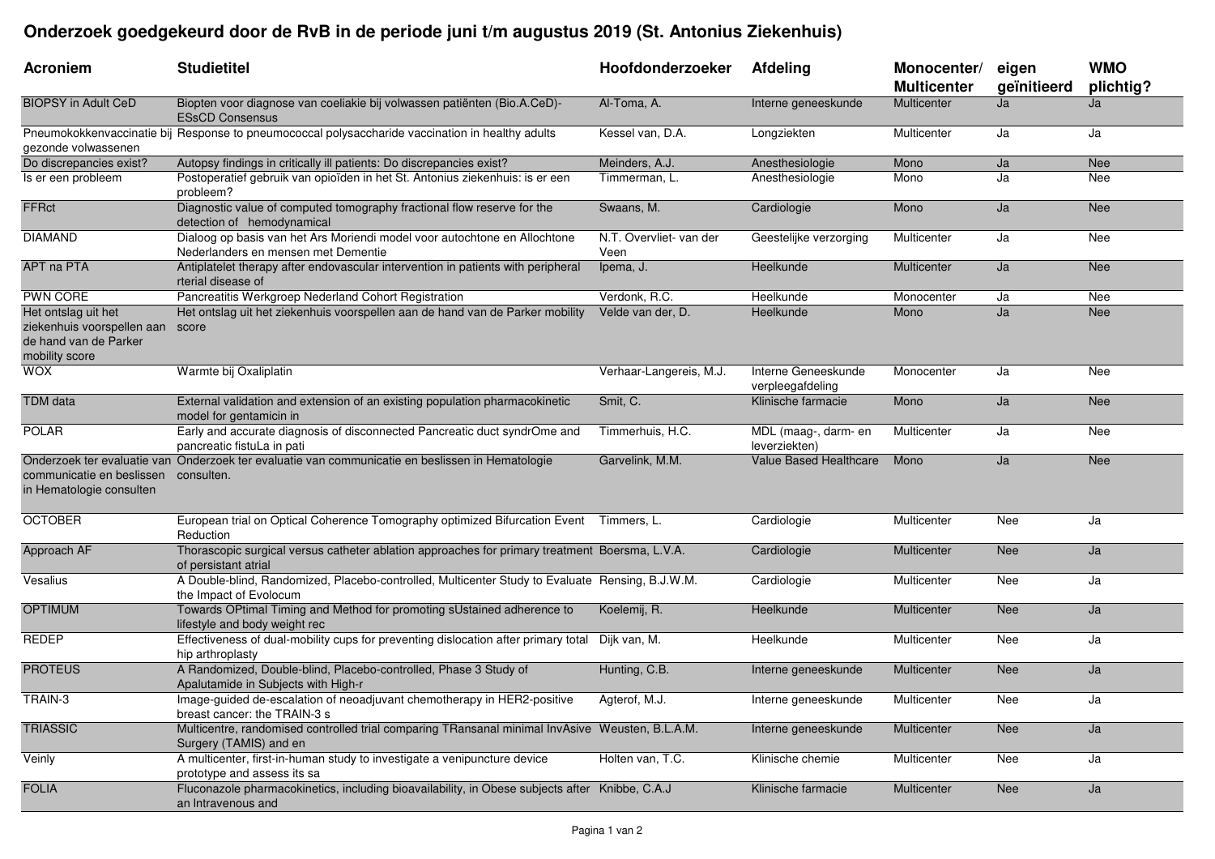# Onderzoek goedgekeurd door de RvB in de periode juni t/m augustus 2019 (St. Antonius Ziekenhuis)

| Acroniem | Studietitel | Hoofdonderzoeker | Afdeling | Monocenter/ Multicenter | eigen geïnitieerd | WMO plichtig? |
|---|---|---|---|---|---|---|
| BIOPSY in Adult CeD | Biopten voor diagnose van coeliakie bij volwassen patiënten (Bio.A.CeD)-ESsCD Consensus | Al-Toma, A. | Interne geneeskunde | Multicenter | Ja | Ja |
| Pneumokokkenvaccinatie bij gezonde volwassenen | Response to pneumococcal polysaccharide vaccination in healthy adults | Kessel van, D.A. | Longziekten | Multicenter | Ja | Ja |
| Do discrepancies exist? | Autopsy findings in critically ill patients: Do discrepancies exist? | Meinders, A.J. | Anesthesiologie | Mono | Ja | Nee |
| Is er een probleem | Postoperatief gebruik van opioïden in het St. Antonius ziekenhuis: is er een probleem? | Timmerman, L. | Anesthesiologie | Mono | Ja | Nee |
| FFRct | Diagnostic value of computed tomography fractional flow reserve for the detection of hemodynamical | Swaans, M. | Cardiologie | Mono | Ja | Nee |
| DIAMAND | Dialoog op basis van het Ars Moriendi model voor autochtone en Allochtone Nederlanders en mensen met Dementie | N.T. Overvliet- van der Veen | Geestelijke verzorging | Multicenter | Ja | Nee |
| APT na PTA | Antiplatelet therapy after endovascular intervention in patients with peripheral rterial disease of | Ipema, J. | Heelkunde | Multicenter | Ja | Nee |
| PWN CORE | Pancreatitis Werkgroep Nederland Cohort Registration | Verdonk, R.C. | Heelkunde | Monocenter | Ja | Nee |
| Het ontslag uit het ziekenhuis voorspellen aan de hand van de Parker mobility score | Het ontslag uit het ziekenhuis voorspellen aan de hand van de Parker mobility score | Velde van der, D. | Heelkunde | Mono | Ja | Nee |
| WOX | Warmte bij Oxaliplatin | Verhaar-Langereis, M.J. | Interne Geneeskunde verpleegafdeling | Monocenter | Ja | Nee |
| TDM data | External validation and extension of an existing population pharmacokinetic model for gentamicin in | Smit, C. | Klinische farmacie | Mono | Ja | Nee |
| POLAR | Early and accurate diagnosis of disconnected Pancreatic duct syndrOme and pancreatic fistuLa in pati | Timmerhuis, H.C. | MDL (maag-, darm- en leverziekten) | Multicenter | Ja | Nee |
| Onderzoek ter evaluatie van communicatie en beslissen in Hematologie consulten | Onderzoek ter evaluatie van communicatie en beslissen in Hematologie consulten. | Garvelink, M.M. | Value Based Healthcare | Mono | Ja | Nee |
| OCTOBER | European trial on Optical Coherence Tomography optimized Bifurcation Event Reduction | Timmers, L. | Cardiologie | Multicenter | Nee | Ja |
| Approach AF | Thorascopic surgical versus catheter ablation approaches for primary treatment of persistant atrial | Boersma, L.V.A. | Cardiologie | Multicenter | Nee | Ja |
| Vesalius | A Double-blind, Randomized, Placebo-controlled, Multicenter Study to Evaluate the Impact of Evolocum | Rensing, B.J.W.M. | Cardiologie | Multicenter | Nee | Ja |
| OPTIMUM | Towards OPtimal Timing and Method for promoting sUstained adherence to lifestyle and body weight rec | Koelemij, R. | Heelkunde | Multicenter | Nee | Ja |
| REDEP | Effectiveness of dual-mobility cups for preventing dislocation after primary total hip arthroplasty | Dijk van, M. | Heelkunde | Multicenter | Nee | Ja |
| PROTEUS | A Randomized, Double-blind, Placebo-controlled, Phase 3 Study of Apalutamide in Subjects with High-r | Hunting, C.B. | Interne geneeskunde | Multicenter | Nee | Ja |
| TRAIN-3 | Image-guided de-escalation of neoadjuvant chemotherapy in HER2-positive breast cancer: the TRAIN-3 s | Agterof, M.J. | Interne geneeskunde | Multicenter | Nee | Ja |
| TRIASSIC | Multicentre, randomised controlled trial comparing TRansanal minimal InvAsive Surgery (TAMIS) and en | Weusten, B.L.A.M. | Interne geneeskunde | Multicenter | Nee | Ja |
| Veinly | A multicenter, first-in-human study to investigate a venipuncture device prototype and assess its sa | Holten van, T.C. | Klinische chemie | Multicenter | Nee | Ja |
| FOLIA | Fluconazole pharmacokinetics, including bioavailability, in Obese subjects after an Intravenous and | Knibbe, C.A.J | Klinische farmacie | Multicenter | Nee | Ja |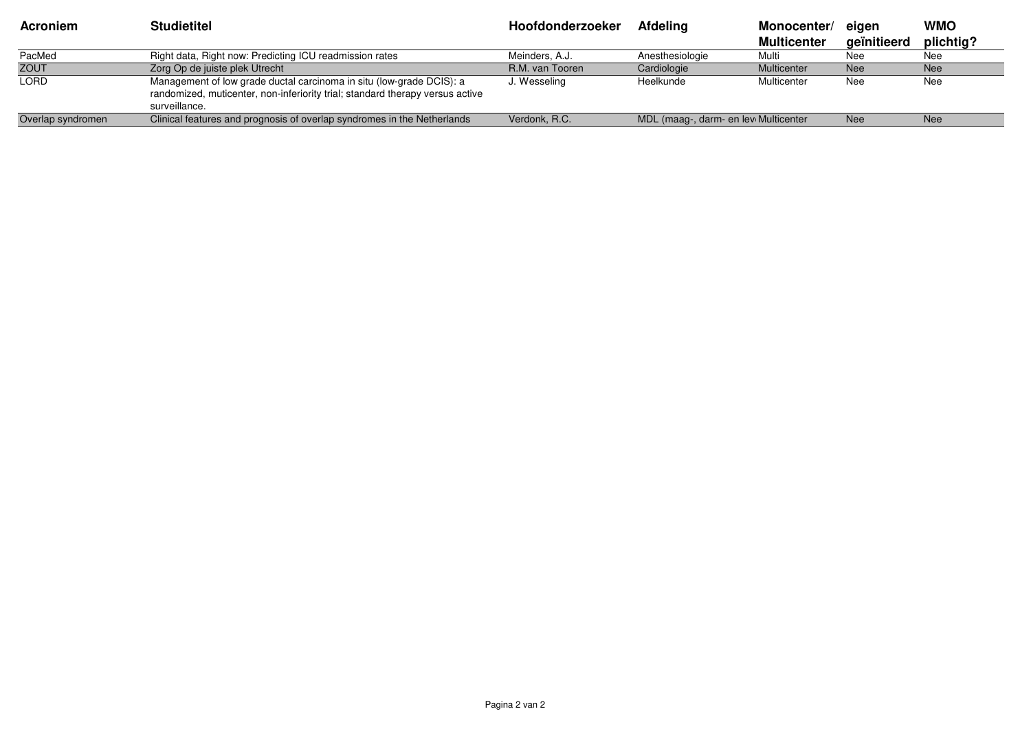| Acroniem | Studietitel | Hoofdonderzoeker | Afdeling | Monocenter/ Multicenter | eigen geïnitieerd | WMO plichtig? |
|---|---|---|---|---|---|---|
| PacMed | Right data, Right now: Predicting ICU readmission rates | Meinders, A.J. | Anesthesiologie | Multi | Nee | Nee |
| ZOUT | Zorg Op de juiste plek Utrecht | R.M. van Tooren | Cardiologie | Multicenter | Nee | Nee |
| LORD | Management of low grade ductal carcinoma in situ (low-grade DCIS): a randomized, muticenter, non-inferiority trial; standard therapy versus active surveillance. | J. Wesseling | Heelkunde | Multicenter | Nee | Nee |
| Overlap syndromen | Clinical features and prognosis of overlap syndromes in the Netherlands | Verdonk, R.C. | MDL (maag-, darm- en lev | Multicenter | Nee | Nee |